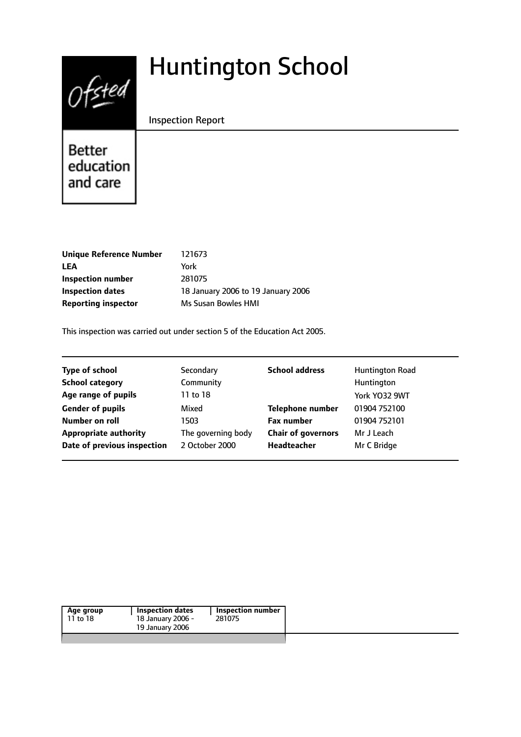# Huntington School

Inspection Report

Better education and care

| | |
|---|---|
| **Unique Reference Number** | 121673 |
| **LEA** | York |
| **Inspection number** | 281075 |
| **Inspection dates** | 18 January 2006 to 19 January 2006 |
| **Reporting inspector** | Ms Susan Bowles HMI |

This inspection was carried out under section 5 of the Education Act 2005.

| | | | |
|---|---|---|---|
| **Type of school** | Secondary | **School address** | Huntington Road |
| **School category** | Community | | Huntington |
| **Age range of pupils** | 11 to 18 | | York YO32 9WT |
| **Gender of pupils** | Mixed | **Telephone number** | 01904 752100 |
| **Number on roll** | 1503 | **Fax number** | 01904 752101 |
| **Appropriate authority** | The governing body | **Chair of governors** | Mr J Leach |
| **Date of previous inspection** | 2 October 2000 | **Headteacher** | Mr C Bridge |

| Age group | Inspection dates | Inspection number |
|---|---|---|
| 11 to 18 | 18 January 2006 - 19 January 2006 | 281075 |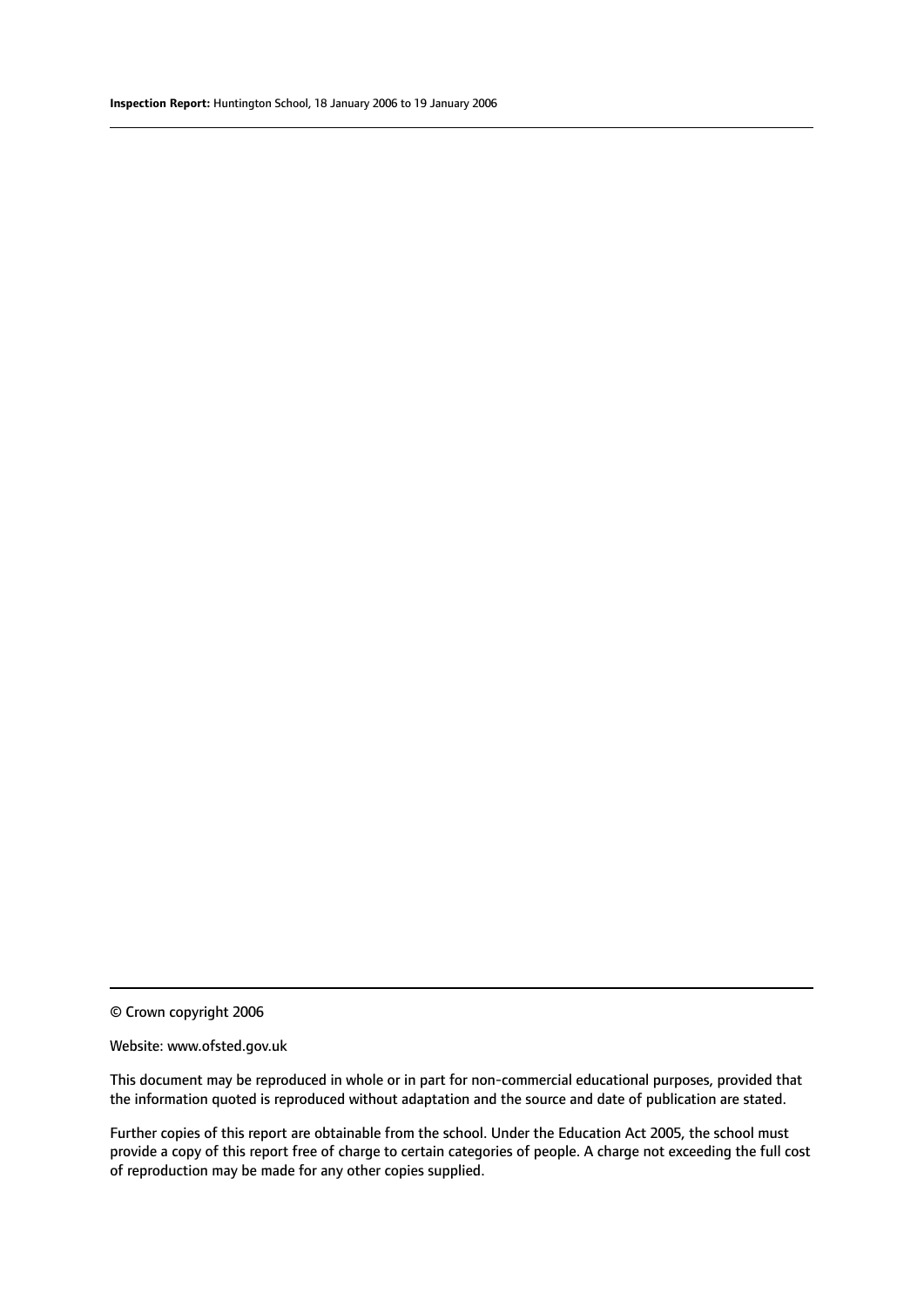© Crown copyright 2006

Website: www.ofsted.gov.uk

This document may be reproduced in whole or in part for non-commercial educational purposes, provided that the information quoted is reproduced without adaptation and the source and date of publication are stated.

Further copies of this report are obtainable from the school. Under the Education Act 2005, the school must provide a copy of this report free of charge to certain categories of people. A charge not exceeding the full cost of reproduction may be made for any other copies supplied.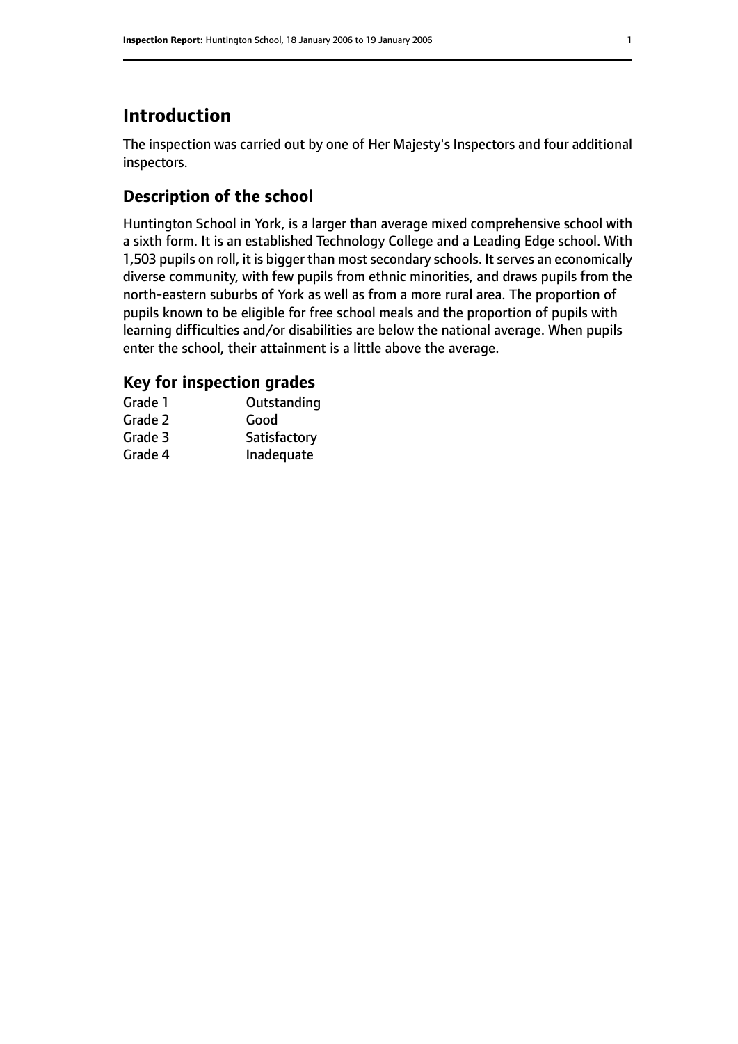# Introduction

The inspection was carried out by one of Her Majesty's Inspectors and four additional inspectors.

## Description of the school

Huntington School in York, is a larger than average mixed comprehensive school with a sixth form. It is an established Technology College and a Leading Edge school. With 1,503 pupils on roll, it is bigger than most secondary schools. It serves an economically diverse community, with few pupils from ethnic minorities, and draws pupils from the north-eastern suburbs of York as well as from a more rural area. The proportion of pupils known to be eligible for free school meals and the proportion of pupils with learning difficulties and/or disabilities are below the national average. When pupils enter the school, their attainment is a little above the average.

## Key for inspection grades

| | |
|---|---|
| Grade 1 | Outstanding |
| Grade 2 | Good |
| Grade 3 | Satisfactory |
| Grade 4 | Inadequate |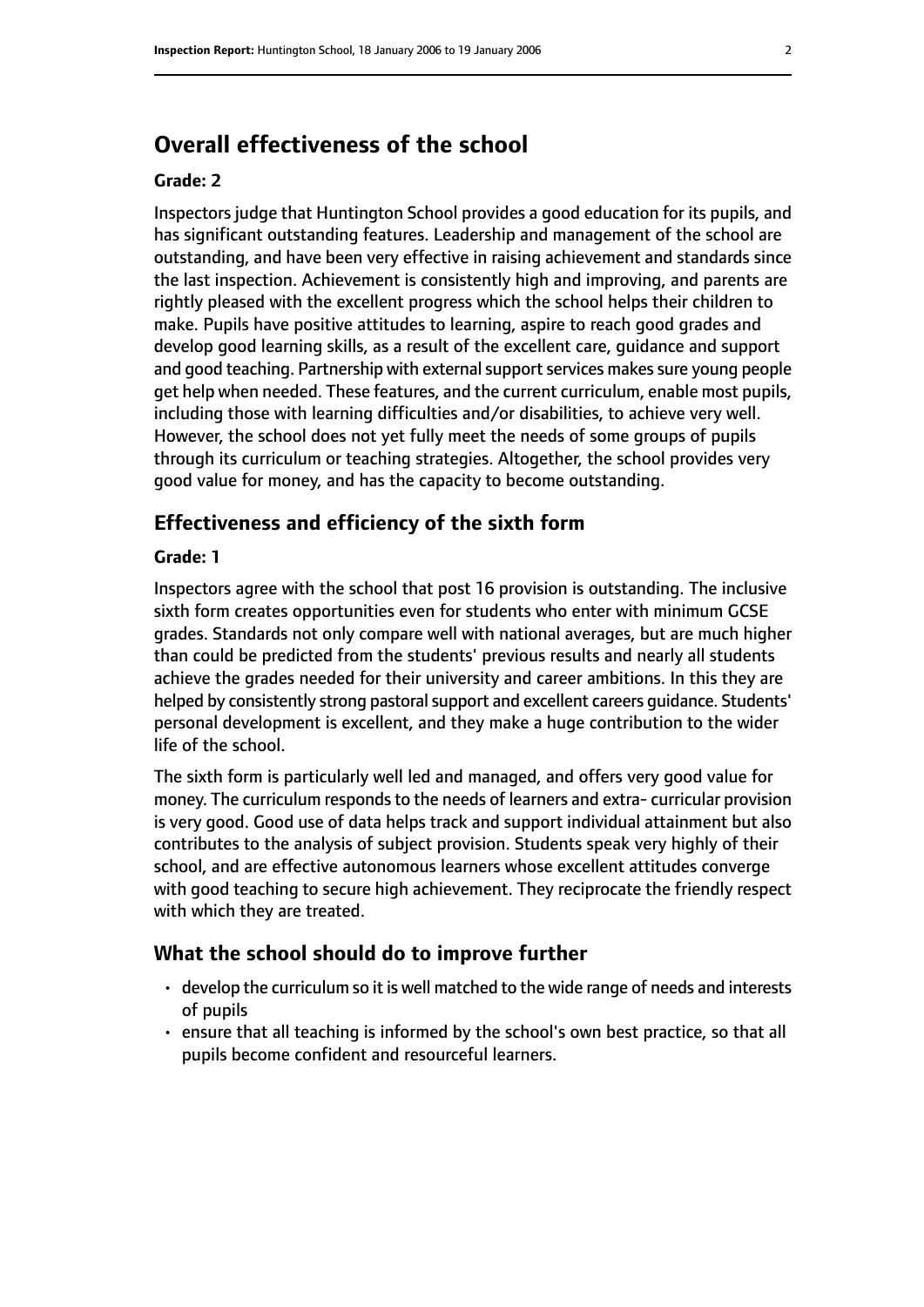## Overall effectiveness of the school

### Grade: 2

Inspectors judge that Huntington School provides a good education for its pupils, and has significant outstanding features. Leadership and management of the school are outstanding, and have been very effective in raising achievement and standards since the last inspection. Achievement is consistently high and improving, and parents are rightly pleased with the excellent progress which the school helps their children to make. Pupils have positive attitudes to learning, aspire to reach good grades and develop good learning skills, as a result of the excellent care, guidance and support and good teaching. Partnership with external support services makes sure young people get help when needed. These features, and the current curriculum, enable most pupils, including those with learning difficulties and/or disabilities, to achieve very well. However, the school does not yet fully meet the needs of some groups of pupils through its curriculum or teaching strategies. Altogether, the school provides very good value for money, and has the capacity to become outstanding.

## Effectiveness and efficiency of the sixth form

### Grade: 1

Inspectors agree with the school that post 16 provision is outstanding. The inclusive sixth form creates opportunities even for students who enter with minimum GCSE grades. Standards not only compare well with national averages, but are much higher than could be predicted from the students' previous results and nearly all students achieve the grades needed for their university and career ambitions. In this they are helped by consistently strong pastoral support and excellent careers guidance. Students' personal development is excellent, and they make a huge contribution to the wider life of the school.

The sixth form is particularly well led and managed, and offers very good value for money. The curriculum responds to the needs of learners and extra- curricular provision is very good. Good use of data helps track and support individual attainment but also contributes to the analysis of subject provision. Students speak very highly of their school, and are effective autonomous learners whose excellent attitudes converge with good teaching to secure high achievement. They reciprocate the friendly respect with which they are treated.

## What the school should do to improve further

- develop the curriculum so it is well matched to the wide range of needs and interests of pupils
- ensure that all teaching is informed by the school's own best practice, so that all pupils become confident and resourceful learners.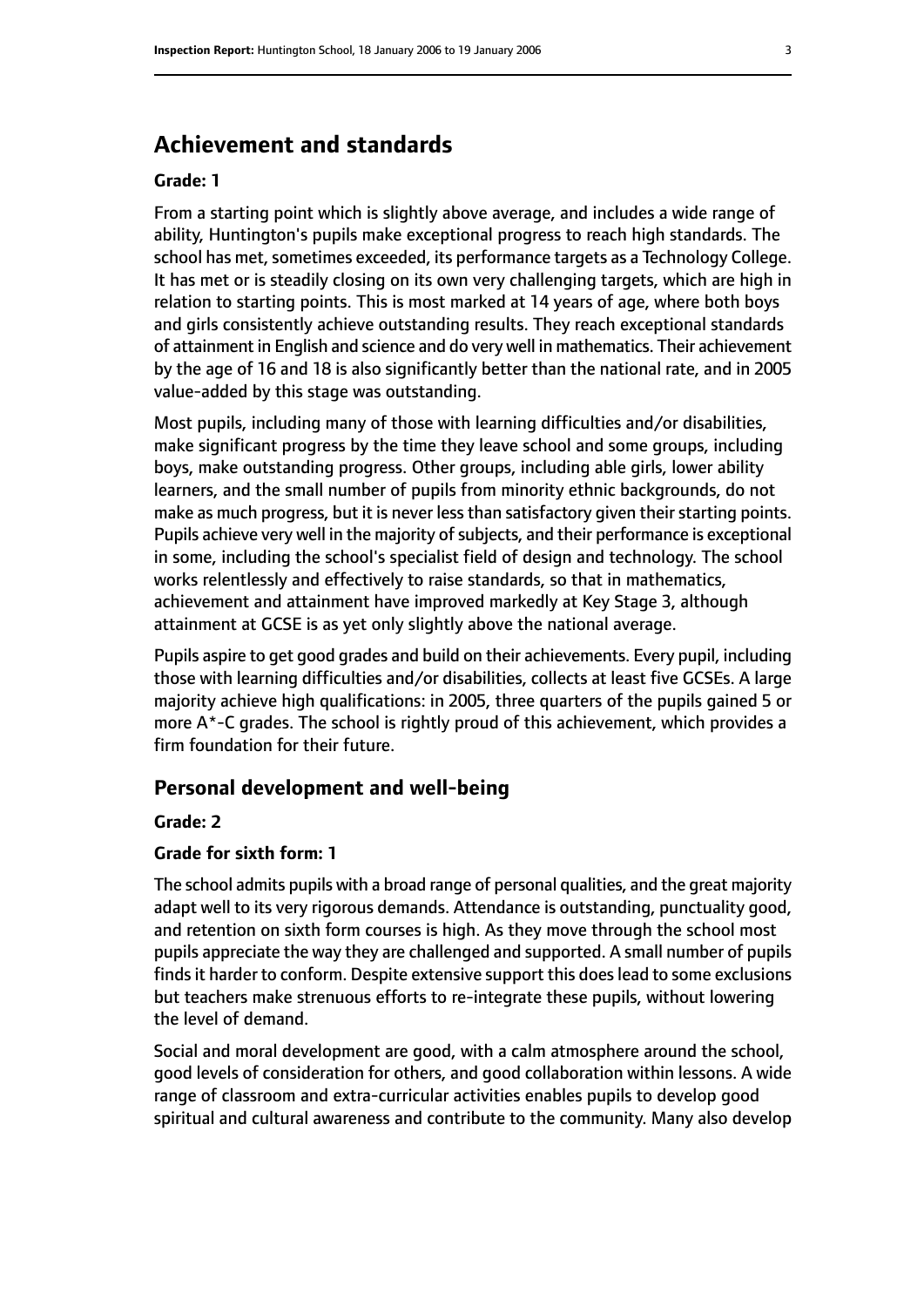## Achievement and standards

**Grade: 1**

From a starting point which is slightly above average, and includes a wide range of ability, Huntington's pupils make exceptional progress to reach high standards. The school has met, sometimes exceeded, its performance targets as a Technology College. It has met or is steadily closing on its own very challenging targets, which are high in relation to starting points. This is most marked at 14 years of age, where both boys and girls consistently achieve outstanding results. They reach exceptional standards of attainment in English and science and do very well in mathematics. Their achievement by the age of 16 and 18 is also significantly better than the national rate, and in 2005 value-added by this stage was outstanding.

Most pupils, including many of those with learning difficulties and/or disabilities, make significant progress by the time they leave school and some groups, including boys, make outstanding progress. Other groups, including able girls, lower ability learners, and the small number of pupils from minority ethnic backgrounds, do not make as much progress, but it is never less than satisfactory given their starting points. Pupils achieve very well in the majority of subjects, and their performance is exceptional in some, including the school's specialist field of design and technology. The school works relentlessly and effectively to raise standards, so that in mathematics, achievement and attainment have improved markedly at Key Stage 3, although attainment at GCSE is as yet only slightly above the national average.

Pupils aspire to get good grades and build on their achievements. Every pupil, including those with learning difficulties and/or disabilities, collects at least five GCSEs. A large majority achieve high qualifications: in 2005, three quarters of the pupils gained 5 or more A*-C grades. The school is rightly proud of this achievement, which provides a firm foundation for their future.

### Personal development and well-being

**Grade: 2**

**Grade for sixth form: 1**

The school admits pupils with a broad range of personal qualities, and the great majority adapt well to its very rigorous demands. Attendance is outstanding, punctuality good, and retention on sixth form courses is high. As they move through the school most pupils appreciate the way they are challenged and supported. A small number of pupils finds it harder to conform. Despite extensive support this does lead to some exclusions but teachers make strenuous efforts to re-integrate these pupils, without lowering the level of demand.

Social and moral development are good, with a calm atmosphere around the school, good levels of consideration for others, and good collaboration within lessons. A wide range of classroom and extra-curricular activities enables pupils to develop good spiritual and cultural awareness and contribute to the community. Many also develop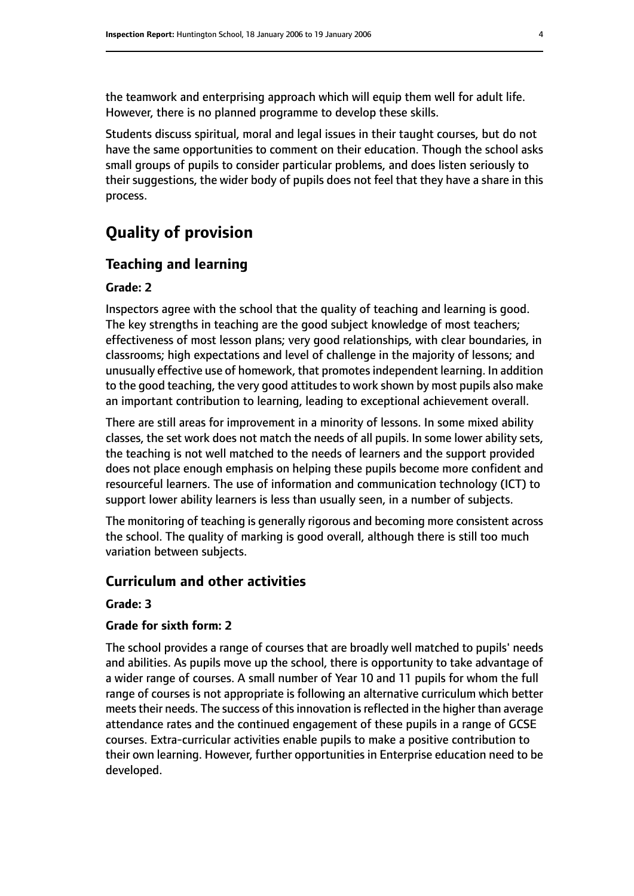the teamwork and enterprising approach which will equip them well for adult life. However, there is no planned programme to develop these skills.

Students discuss spiritual, moral and legal issues in their taught courses, but do not have the same opportunities to comment on their education. Though the school asks small groups of pupils to consider particular problems, and does listen seriously to their suggestions, the wider body of pupils does not feel that they have a share in this process.

# Quality of provision

## Teaching and learning

**Grade: 2**

Inspectors agree with the school that the quality of teaching and learning is good. The key strengths in teaching are the good subject knowledge of most teachers; effectiveness of most lesson plans; very good relationships, with clear boundaries, in classrooms; high expectations and level of challenge in the majority of lessons; and unusually effective use of homework, that promotes independent learning. In addition to the good teaching, the very good attitudes to work shown by most pupils also make an important contribution to learning, leading to exceptional achievement overall.

There are still areas for improvement in a minority of lessons. In some mixed ability classes, the set work does not match the needs of all pupils. In some lower ability sets, the teaching is not well matched to the needs of learners and the support provided does not place enough emphasis on helping these pupils become more confident and resourceful learners. The use of information and communication technology (ICT) to support lower ability learners is less than usually seen, in a number of subjects.

The monitoring of teaching is generally rigorous and becoming more consistent across the school. The quality of marking is good overall, although there is still too much variation between subjects.

## Curriculum and other activities

**Grade: 3**

**Grade for sixth form: 2**

The school provides a range of courses that are broadly well matched to pupils' needs and abilities. As pupils move up the school, there is opportunity to take advantage of a wider range of courses. A small number of Year 10 and 11 pupils for whom the full range of courses is not appropriate is following an alternative curriculum which better meets their needs. The success of this innovation is reflected in the higher than average attendance rates and the continued engagement of these pupils in a range of GCSE courses. Extra-curricular activities enable pupils to make a positive contribution to their own learning. However, further opportunities in Enterprise education need to be developed.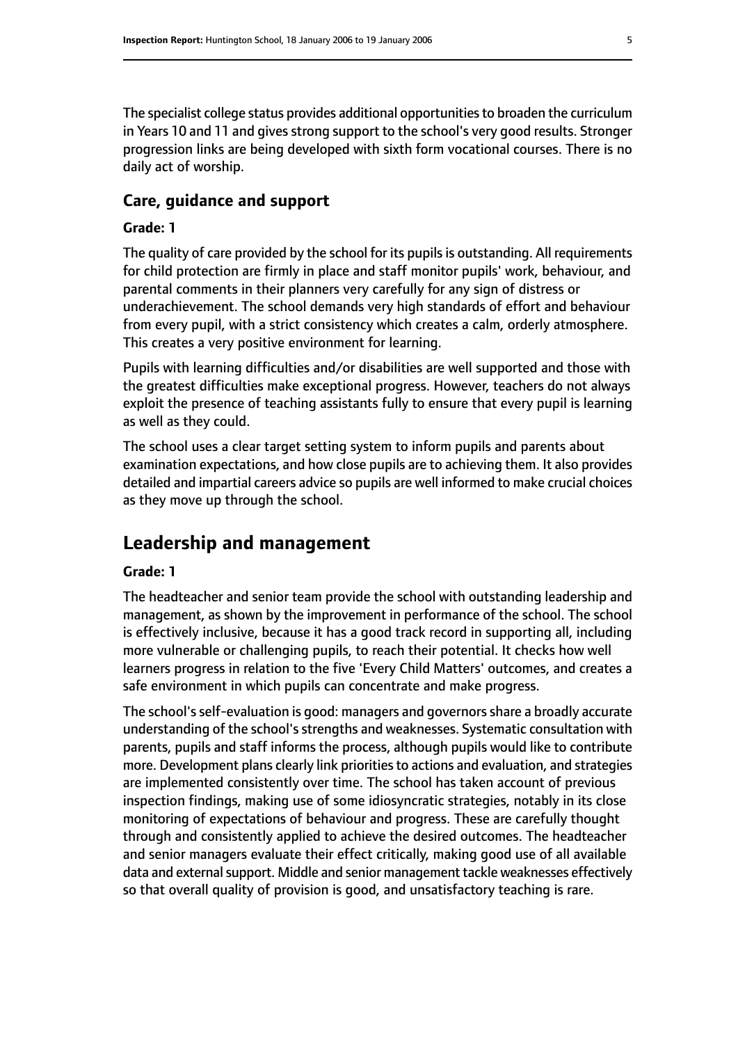The specialist college status provides additional opportunities to broaden the curriculum in Years 10 and 11 and gives strong support to the school's very good results. Stronger progression links are being developed with sixth form vocational courses. There is no daily act of worship.

### Care, guidance and support

#### Grade: 1

The quality of care provided by the school for its pupils is outstanding. All requirements for child protection are firmly in place and staff monitor pupils' work, behaviour, and parental comments in their planners very carefully for any sign of distress or underachievement. The school demands very high standards of effort and behaviour from every pupil, with a strict consistency which creates a calm, orderly atmosphere. This creates a very positive environment for learning.

Pupils with learning difficulties and/or disabilities are well supported and those with the greatest difficulties make exceptional progress. However, teachers do not always exploit the presence of teaching assistants fully to ensure that every pupil is learning as well as they could.

The school uses a clear target setting system to inform pupils and parents about examination expectations, and how close pupils are to achieving them. It also provides detailed and impartial careers advice so pupils are well informed to make crucial choices as they move up through the school.

## Leadership and management

#### Grade: 1

The headteacher and senior team provide the school with outstanding leadership and management, as shown by the improvement in performance of the school. The school is effectively inclusive, because it has a good track record in supporting all, including more vulnerable or challenging pupils, to reach their potential. It checks how well learners progress in relation to the five 'Every Child Matters' outcomes, and creates a safe environment in which pupils can concentrate and make progress.

The school's self-evaluation is good: managers and governors share a broadly accurate understanding of the school's strengths and weaknesses. Systematic consultation with parents, pupils and staff informs the process, although pupils would like to contribute more. Development plans clearly link priorities to actions and evaluation, and strategies are implemented consistently over time. The school has taken account of previous inspection findings, making use of some idiosyncratic strategies, notably in its close monitoring of expectations of behaviour and progress. These are carefully thought through and consistently applied to achieve the desired outcomes. The headteacher and senior managers evaluate their effect critically, making good use of all available data and external support. Middle and senior management tackle weaknesses effectively so that overall quality of provision is good, and unsatisfactory teaching is rare.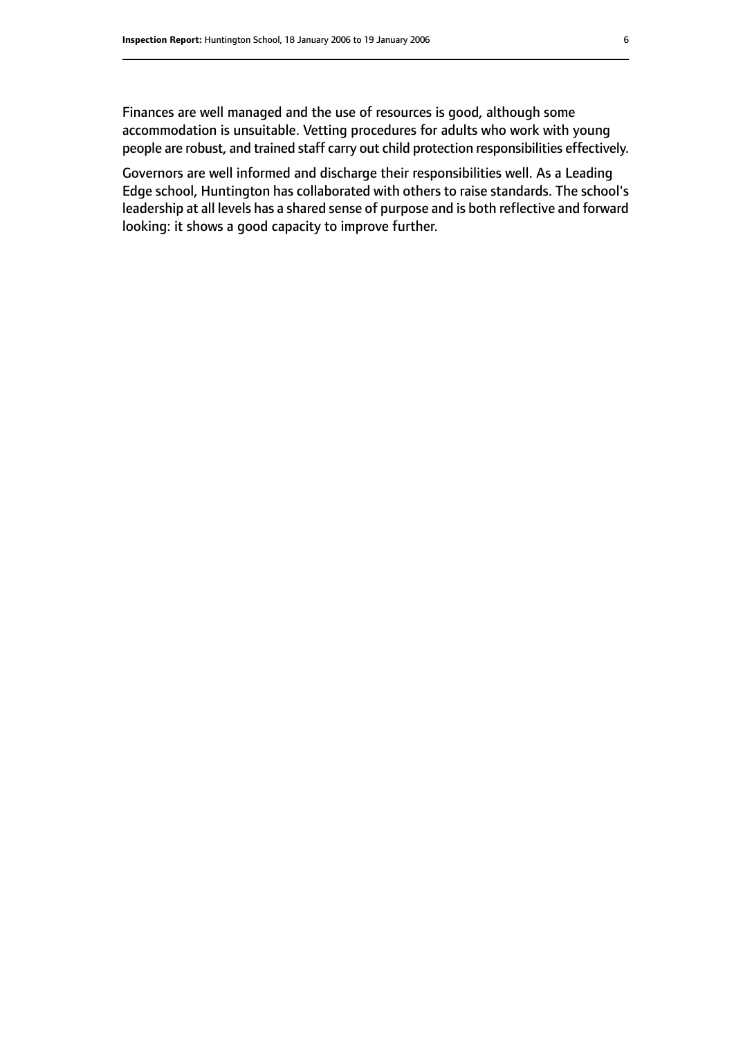Finances are well managed and the use of resources is good, although some accommodation is unsuitable. Vetting procedures for adults who work with young people are robust, and trained staff carry out child protection responsibilities effectively.

Governors are well informed and discharge their responsibilities well. As a Leading Edge school, Huntington has collaborated with others to raise standards. The school's leadership at all levels has a shared sense of purpose and is both reflective and forward looking: it shows a good capacity to improve further.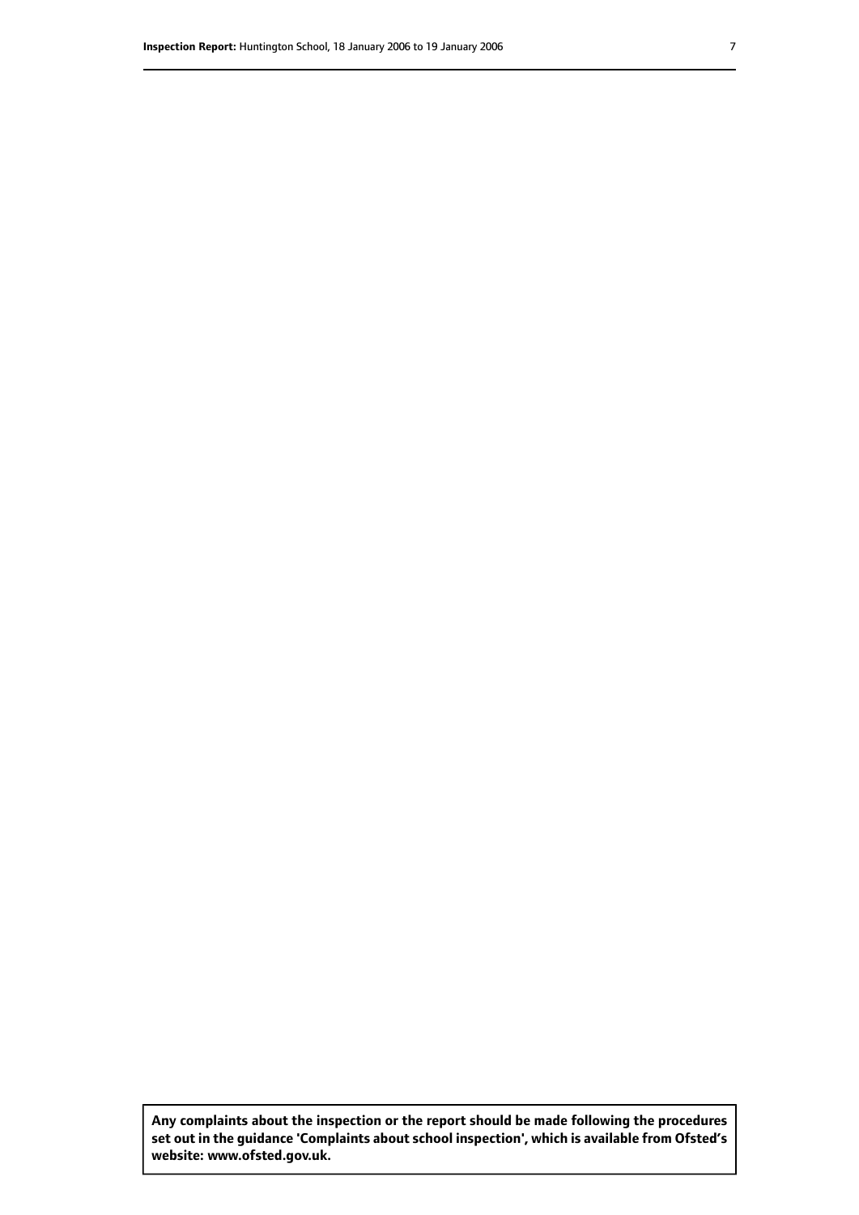**Any complaints about the inspection or the report should be made following the procedures set out in the guidance 'Complaints about school inspection', which is available from Ofsted's website: www.ofsted.gov.uk.**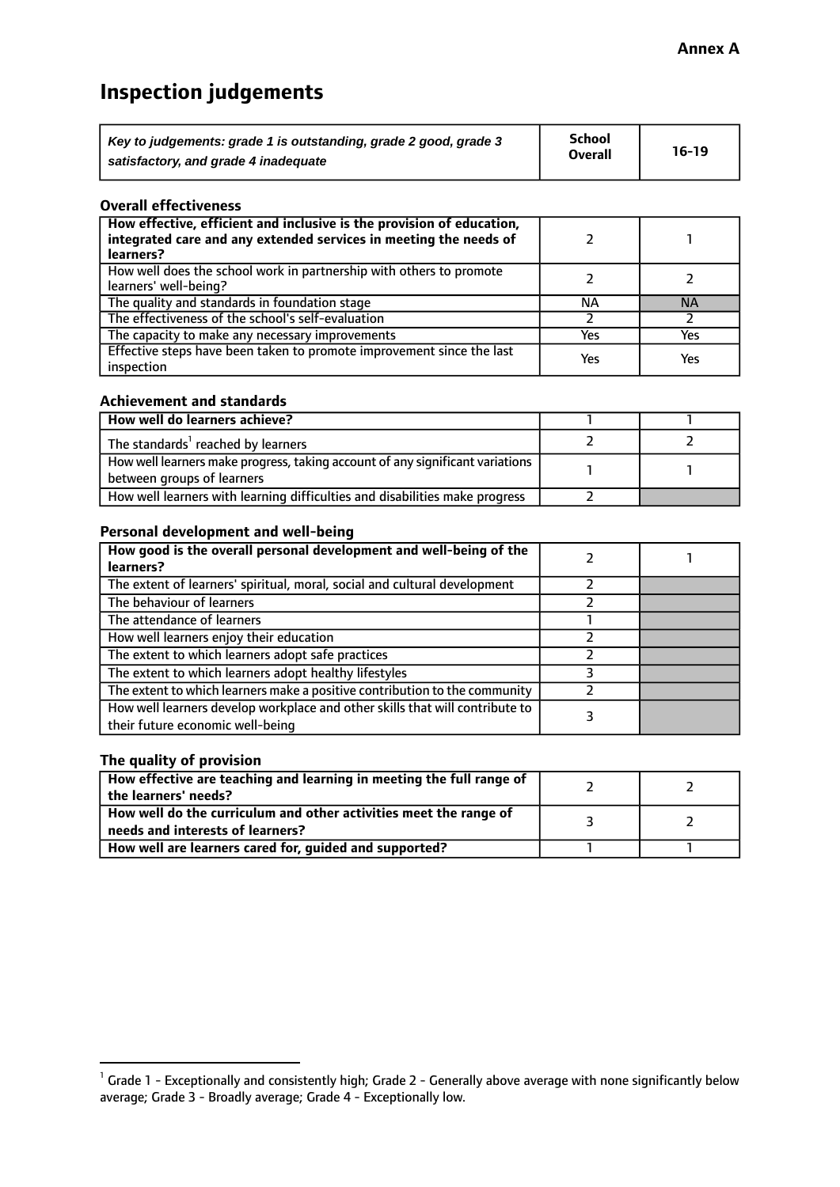**Annex A**

# Inspection judgements

| *Key to judgements: grade 1 is outstanding, grade 2 good, grade 3 satisfactory, and grade 4 inadequate* | School Overall | 16-19 |
|---|---|---|

### Overall effectiveness

| | | |
|---|---|---|
| **How effective, efficient and inclusive is the provision of education, integrated care and any extended services in meeting the needs of learners?** | 2 | 1 |
| How well does the school work in partnership with others to promote learners' well-being? | 2 | 2 |
| The quality and standards in foundation stage | NA | NA |
| The effectiveness of the school's self-evaluation | 2 | 2 |
| The capacity to make any necessary improvements | Yes | Yes |
| Effective steps have been taken to promote improvement since the last inspection | Yes | Yes |

### Achievement and standards

| | | |
|---|---|---|
| **How well do learners achieve?** | 1 | 1 |
| The standards[1] reached by learners | 2 | 2 |
| How well learners make progress, taking account of any significant variations between groups of learners | 1 | 1 |
| How well learners with learning difficulties and disabilities make progress | 2 | |

### Personal development and well-being

| | | |
|---|---|---|
| **How good is the overall personal development and well-being of the learners?** | 2 | 1 |
| The extent of learners' spiritual, moral, social and cultural development | 2 | |
| The behaviour of learners | 2 | |
| The attendance of learners | 1 | |
| How well learners enjoy their education | 2 | |
| The extent to which learners adopt safe practices | 2 | |
| The extent to which learners adopt healthy lifestyles | 3 | |
| The extent to which learners make a positive contribution to the community | 2 | |
| How well learners develop workplace and other skills that will contribute to their future economic well-being | 3 | |

### The quality of provision

| | | |
|---|---|---|
| **How effective are teaching and learning in meeting the full range of the learners' needs?** | 2 | 2 |
| **How well do the curriculum and other activities meet the range of needs and interests of learners?** | 3 | 2 |
| **How well are learners cared for, guided and supported?** | 1 | 1 |

[1] Grade 1 - Exceptionally and consistently high; Grade 2 - Generally above average with none significantly below average; Grade 3 - Broadly average; Grade 4 - Exceptionally low.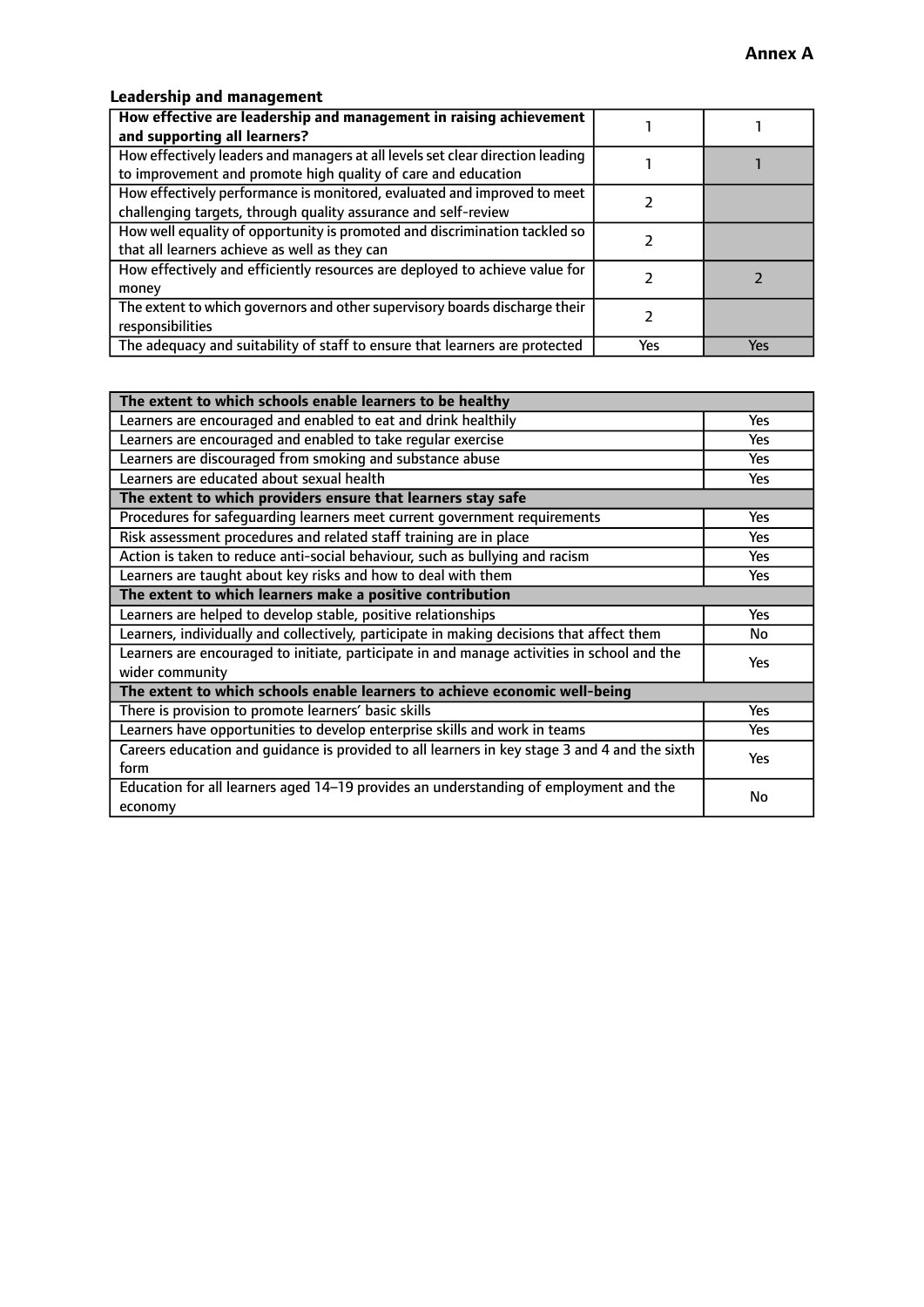**Annex A**

### Leadership and management

| How effective are leadership and management in raising achievement and supporting all learners? | 1 | 1 |
|---|---|---|
| How effectively leaders and managers at all levels set clear direction leading to improvement and promote high quality of care and education | 1 | 1 |
| How effectively performance is monitored, evaluated and improved to meet challenging targets, through quality assurance and self-review | 2 | |
| How well equality of opportunity is promoted and discrimination tackled so that all learners achieve as well as they can | 2 | |
| How effectively and efficiently resources are deployed to achieve value for money | 2 | 2 |
| The extent to which governors and other supervisory boards discharge their responsibilities | 2 | |
| The adequacy and suitability of staff to ensure that learners are protected | Yes | Yes |

| **The extent to which schools enable learners to be healthy** | |
|---|---|
| Learners are encouraged and enabled to eat and drink healthily | Yes |
| Learners are encouraged and enabled to take regular exercise | Yes |
| Learners are discouraged from smoking and substance abuse | Yes |
| Learners are educated about sexual health | Yes |
| **The extent to which providers ensure that learners stay safe** | |
| Procedures for safeguarding learners meet current government requirements | Yes |
| Risk assessment procedures and related staff training are in place | Yes |
| Action is taken to reduce anti-social behaviour, such as bullying and racism | Yes |
| Learners are taught about key risks and how to deal with them | Yes |
| **The extent to which learners make a positive contribution** | |
| Learners are helped to develop stable, positive relationships | Yes |
| Learners, individually and collectively, participate in making decisions that affect them | No |
| Learners are encouraged to initiate, participate in and manage activities in school and the wider community | Yes |
| **The extent to which schools enable learners to achieve economic well-being** | |
| There is provision to promote learners' basic skills | Yes |
| Learners have opportunities to develop enterprise skills and work in teams | Yes |
| Careers education and guidance is provided to all learners in key stage 3 and 4 and the sixth form | Yes |
| Education for all learners aged 14–19 provides an understanding of employment and the economy | No |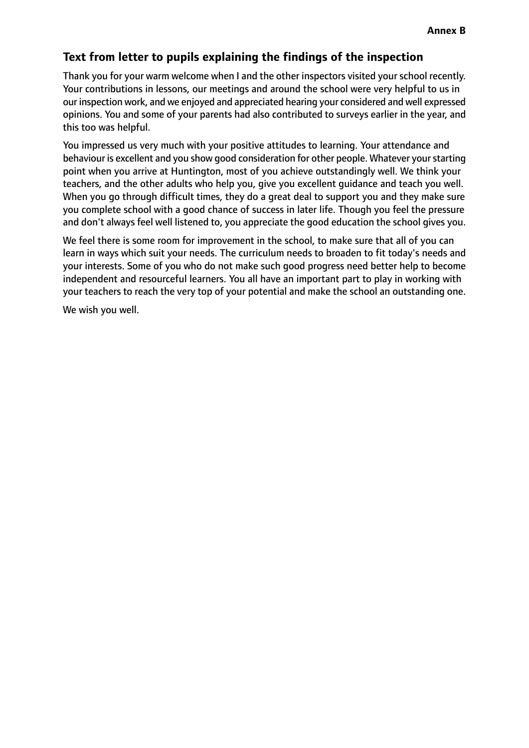Annex B

## Text from letter to pupils explaining the findings of the inspection

Thank you for your warm welcome when I and the other inspectors visited your school recently. Your contributions in lessons, our meetings and around the school were very helpful to us in our inspection work, and we enjoyed and appreciated hearing your considered and well expressed opinions. You and some of your parents had also contributed to surveys earlier in the year, and this too was helpful.

You impressed us very much with your positive attitudes to learning. Your attendance and behaviour is excellent and you show good consideration for other people. Whatever your starting point when you arrive at Huntington, most of you achieve outstandingly well. We think your teachers, and the other adults who help you, give you excellent guidance and teach you well. When you go through difficult times, they do a great deal to support you and they make sure you complete school with a good chance of success in later life. Though you feel the pressure and don't always feel well listened to, you appreciate the good education the school gives you.

We feel there is some room for improvement in the school, to make sure that all of you can learn in ways which suit your needs. The curriculum needs to broaden to fit today's needs and your interests. Some of you who do not make such good progress need better help to become independent and resourceful learners. You all have an important part to play in working with your teachers to reach the very top of your potential and make the school an outstanding one.

We wish you well.